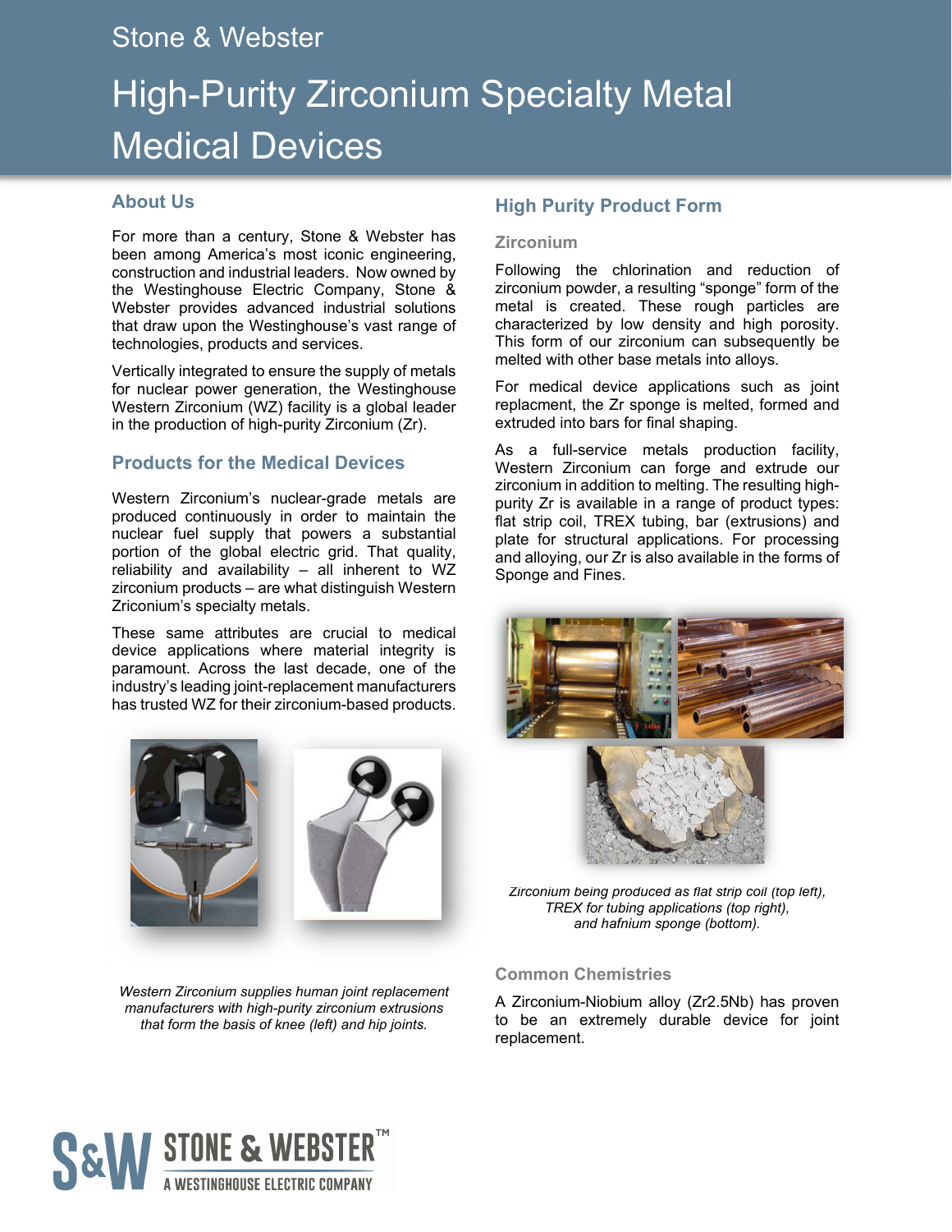# Stone & Webster

# High-Purity Zirconium Specialty Metal Medical Devices

## About Us

For more than a century, Stone & Webster has been among America's most iconic engineering, construction and industrial leaders. Now owned by the Westinghouse Electric Company, Stone & Webster provides advanced industrial solutions that draw upon the Westinghouse's vast range of technologies, products and services.

Vertically integrated to ensure the supply of metals for nuclear power generation, the Westinghouse Western Zirconium (WZ) facility is a global leader in the production of high-purity Zirconium (Zr).

## Products for the Medical Devices

Western Zirconium's nuclear-grade metals are produced continuously in order to maintain the nuclear fuel supply that powers a substantial portion of the global electric grid. That quality, reliability and availability – all inherent to WZ zirconium products – are what distinguish Western Zriconium's specialty metals.

These same attributes are crucial to medical device applications where material integrity is paramount. Across the last decade, one of the industry's leading joint-replacement manufacturers has trusted WZ for their zirconium-based products.

*Western Zirconium supplies human joint replacement manufacturers with high-purity zirconium extrusions that form the basis of knee (left) and hip joints.*

## High Purity Product Form

### Zirconium

Following the chlorination and reduction of zirconium powder, a resulting "sponge" form of the metal is created. These rough particles are characterized by low density and high porosity. This form of our zirconium can subsequently be melted with other base metals into alloys.

For medical device applications such as joint replacment, the Zr sponge is melted, formed and extruded into bars for final shaping.

As a full-service metals production facility, Western Zirconium can forge and extrude our zirconium in addition to melting. The resulting high-purity Zr is available in a range of product types: flat strip coil, TREX tubing, bar (extrusions) and plate for structural applications. For processing and alloying, our Zr is also available in the forms of Sponge and Fines.

*Zirconium being produced as flat strip coil (top left), TREX for tubing applications (top right), and hafnium sponge (bottom).*

### Common Chemistries

A Zirconium-Niobium alloy (Zr2.5Nb) has proven to be an extremely durable device for joint replacement.

S&W STONE & WEBSTER™ A WESTINGHOUSE ELECTRIC COMPANY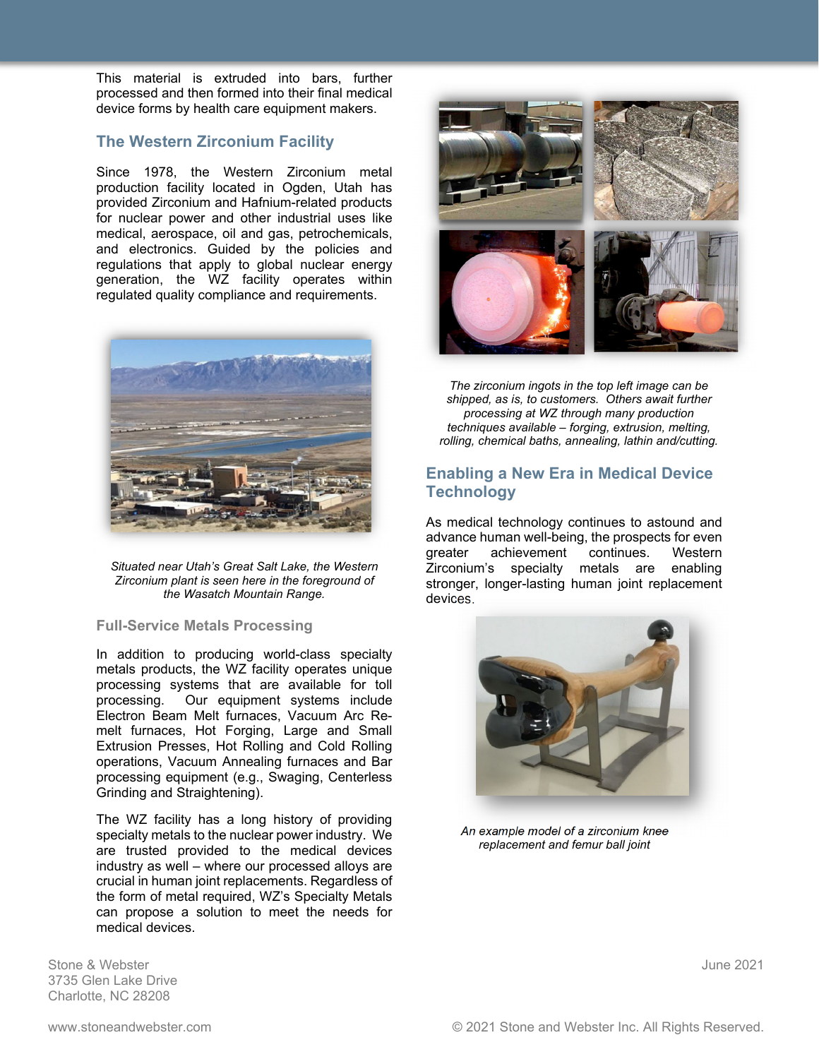This material is extruded into bars, further processed and then formed into their final medical device forms by health care equipment makers.

## The Western Zirconium Facility

Since 1978, the Western Zirconium metal production facility located in Ogden, Utah has provided Zirconium and Hafnium-related products for nuclear power and other industrial uses like medical, aerospace, oil and gas, petrochemicals, and electronics. Guided by the policies and regulations that apply to global nuclear energy generation, the WZ facility operates within regulated quality compliance and requirements.

*Situated near Utah's Great Salt Lake, the Western Zirconium plant is seen here in the foreground of the Wasatch Mountain Range.*

### Full-Service Metals Processing

In addition to producing world-class specialty metals products, the WZ facility operates unique processing systems that are available for toll processing. Our equipment systems include Electron Beam Melt furnaces, Vacuum Arc Re-melt furnaces, Hot Forging, Large and Small Extrusion Presses, Hot Rolling and Cold Rolling operations, Vacuum Annealing furnaces and Bar processing equipment (e.g., Swaging, Centerless Grinding and Straightening).

The WZ facility has a long history of providing specialty metals to the nuclear power industry. We are trusted provided to the medical devices industry as well – where our processed alloys are crucial in human joint replacements. Regardless of the form of metal required, WZ's Specialty Metals can propose a solution to meet the needs for medical devices.

*The zirconium ingots in the top left image can be shipped, as is, to customers. Others await further processing at WZ through many production techniques available – forging, extrusion, melting, rolling, chemical baths, annealing, lathin and/cutting.*

## Enabling a New Era in Medical Device Technology

As medical technology continues to astound and advance human well-being, the prospects for even greater achievement continues. Western Zirconium's specialty metals are enabling stronger, longer-lasting human joint replacement devices.

*An example model of a zirconium knee replacement and femur ball joint*

Stone & Webster
3735 Glen Lake Drive
Charlotte, NC 28208

June 2021

www.stoneandwebster.com

© 2021 Stone and Webster Inc. All Rights Reserved.